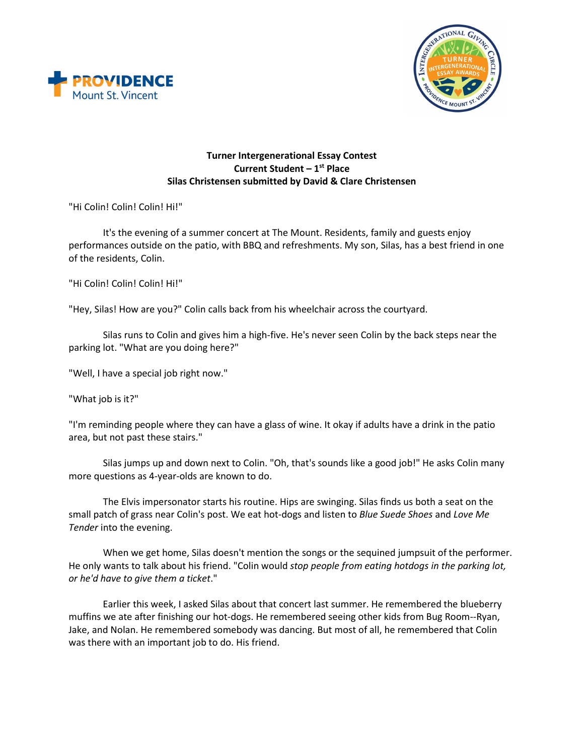**Turner Intergenerational Essay Contest**
**Current Student – 1st Place**
**Silas Christensen submitted by David & Clare Christensen**

"Hi Colin! Colin! Colin! Hi!"

It's the evening of a summer concert at The Mount. Residents, family and guests enjoy performances outside on the patio, with BBQ and refreshments. My son, Silas, has a best friend in one of the residents, Colin.

"Hi Colin! Colin! Colin! Hi!"

"Hey, Silas! How are you?" Colin calls back from his wheelchair across the courtyard.

Silas runs to Colin and gives him a high-five. He's never seen Colin by the back steps near the parking lot. "What are you doing here?"

"Well, I have a special job right now."

"What job is it?"

"I'm reminding people where they can have a glass of wine. It okay if adults have a drink in the patio area, but not past these stairs."

Silas jumps up and down next to Colin. "Oh, that's sounds like a good job!" He asks Colin many more questions as 4-year-olds are known to do.

The Elvis impersonator starts his routine. Hips are swinging. Silas finds us both a seat on the small patch of grass near Colin's post. We eat hot-dogs and listen to *Blue Suede Shoes* and *Love Me Tender* into the evening.

When we get home, Silas doesn't mention the songs or the sequined jumpsuit of the performer. He only wants to talk about his friend. "Colin would *stop people from eating hotdogs in the parking lot, or he'd have to give them a ticket*."

Earlier this week, I asked Silas about that concert last summer. He remembered the blueberry muffins we ate after finishing our hot-dogs. He remembered seeing other kids from Bug Room--Ryan, Jake, and Nolan. He remembered somebody was dancing. But most of all, he remembered that Colin was there with an important job to do. His friend.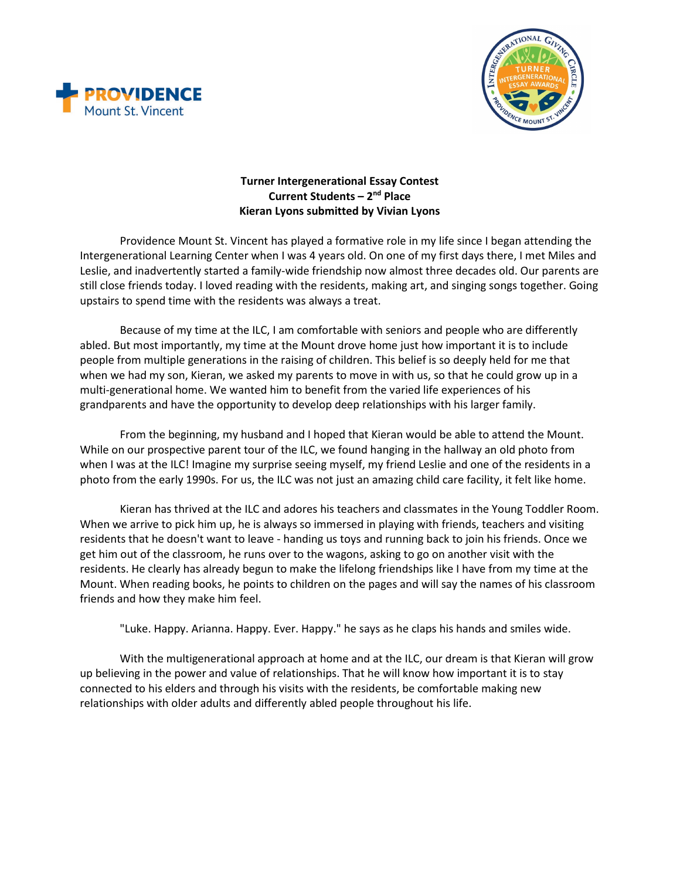**Turner Intergenerational Essay Contest**
**Current Students – 2nd Place**
**Kieran Lyons submitted by Vivian Lyons**

Providence Mount St. Vincent has played a formative role in my life since I began attending the Intergenerational Learning Center when I was 4 years old. On one of my first days there, I met Miles and Leslie, and inadvertently started a family-wide friendship now almost three decades old. Our parents are still close friends today. I loved reading with the residents, making art, and singing songs together. Going upstairs to spend time with the residents was always a treat.

Because of my time at the ILC, I am comfortable with seniors and people who are differently abled. But most importantly, my time at the Mount drove home just how important it is to include people from multiple generations in the raising of children. This belief is so deeply held for me that when we had my son, Kieran, we asked my parents to move in with us, so that he could grow up in a multi-generational home. We wanted him to benefit from the varied life experiences of his grandparents and have the opportunity to develop deep relationships with his larger family.

From the beginning, my husband and I hoped that Kieran would be able to attend the Mount. While on our prospective parent tour of the ILC, we found hanging in the hallway an old photo from when I was at the ILC! Imagine my surprise seeing myself, my friend Leslie and one of the residents in a photo from the early 1990s. For us, the ILC was not just an amazing child care facility, it felt like home.

Kieran has thrived at the ILC and adores his teachers and classmates in the Young Toddler Room. When we arrive to pick him up, he is always so immersed in playing with friends, teachers and visiting residents that he doesn't want to leave - handing us toys and running back to join his friends. Once we get him out of the classroom, he runs over to the wagons, asking to go on another visit with the residents. He clearly has already begun to make the lifelong friendships like I have from my time at the Mount. When reading books, he points to children on the pages and will say the names of his classroom friends and how they make him feel.

"Luke. Happy. Arianna. Happy. Ever. Happy." he says as he claps his hands and smiles wide.

With the multigenerational approach at home and at the ILC, our dream is that Kieran will grow up believing in the power and value of relationships. That he will know how important it is to stay connected to his elders and through his visits with the residents, be comfortable making new relationships with older adults and differently abled people throughout his life.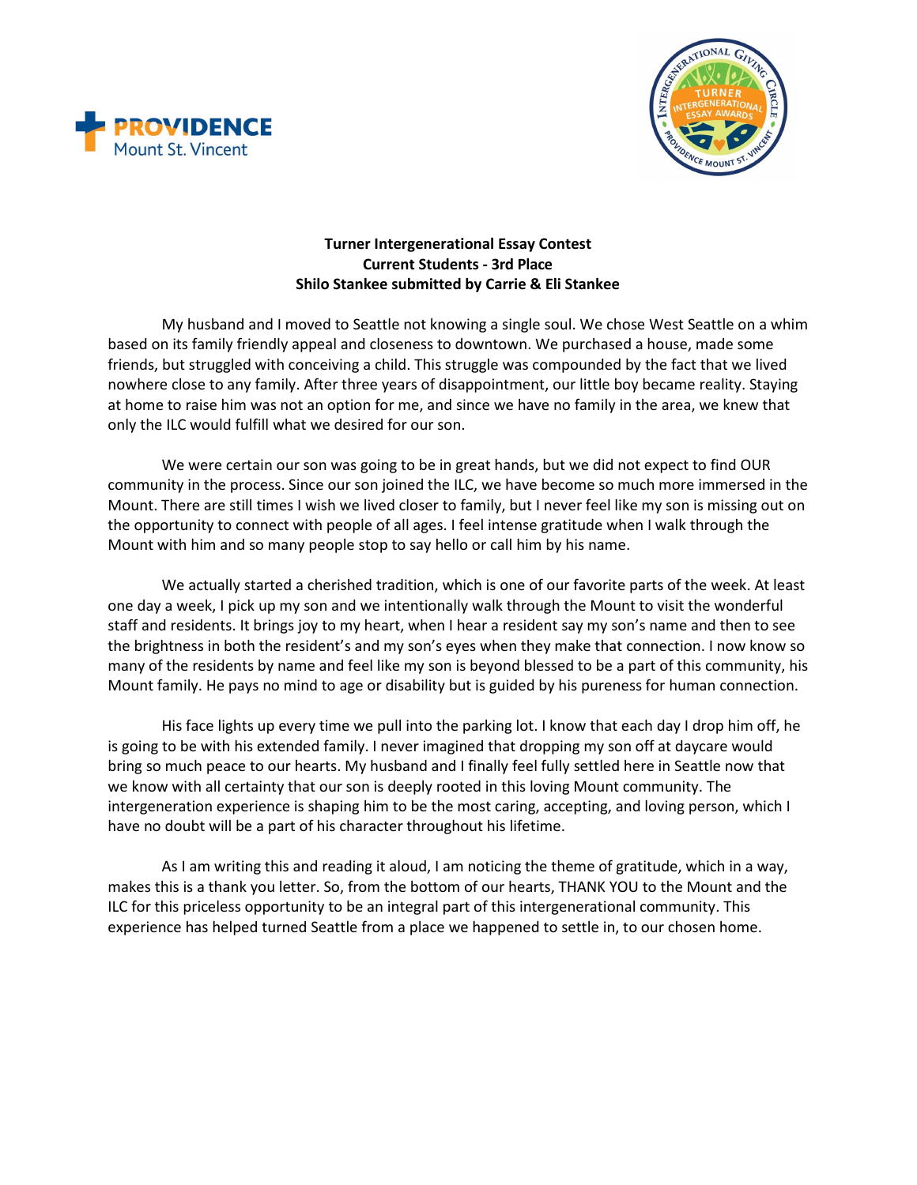**Turner Intergenerational Essay Contest**
**Current Students - 3rd Place**
**Shilo Stankee submitted by Carrie & Eli Stankee**

My husband and I moved to Seattle not knowing a single soul. We chose West Seattle on a whim based on its family friendly appeal and closeness to downtown. We purchased a house, made some friends, but struggled with conceiving a child. This struggle was compounded by the fact that we lived nowhere close to any family. After three years of disappointment, our little boy became reality. Staying at home to raise him was not an option for me, and since we have no family in the area, we knew that only the ILC would fulfill what we desired for our son.

We were certain our son was going to be in great hands, but we did not expect to find OUR community in the process. Since our son joined the ILC, we have become so much more immersed in the Mount. There are still times I wish we lived closer to family, but I never feel like my son is missing out on the opportunity to connect with people of all ages. I feel intense gratitude when I walk through the Mount with him and so many people stop to say hello or call him by his name.

We actually started a cherished tradition, which is one of our favorite parts of the week. At least one day a week, I pick up my son and we intentionally walk through the Mount to visit the wonderful staff and residents. It brings joy to my heart, when I hear a resident say my son's name and then to see the brightness in both the resident's and my son's eyes when they make that connection. I now know so many of the residents by name and feel like my son is beyond blessed to be a part of this community, his Mount family. He pays no mind to age or disability but is guided by his pureness for human connection.

His face lights up every time we pull into the parking lot. I know that each day I drop him off, he is going to be with his extended family. I never imagined that dropping my son off at daycare would bring so much peace to our hearts. My husband and I finally feel fully settled here in Seattle now that we know with all certainty that our son is deeply rooted in this loving Mount community. The intergeneration experience is shaping him to be the most caring, accepting, and loving person, which I have no doubt will be a part of his character throughout his lifetime.

As I am writing this and reading it aloud, I am noticing the theme of gratitude, which in a way, makes this is a thank you letter. So, from the bottom of our hearts, THANK YOU to the Mount and the ILC for this priceless opportunity to be an integral part of this intergenerational community. This experience has helped turned Seattle from a place we happened to settle in, to our chosen home.